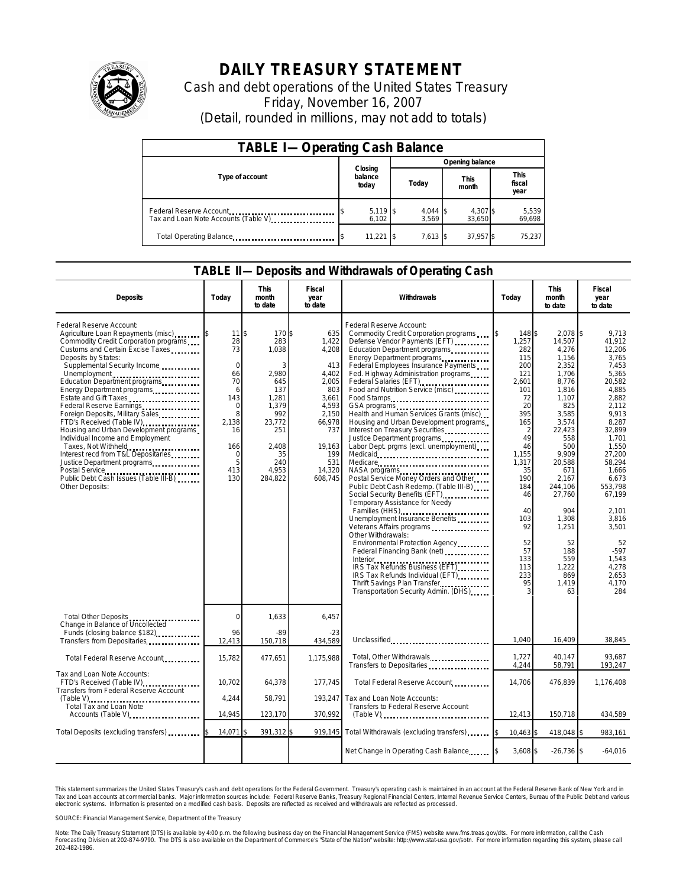# DAILY TREASURY STATEMENT

Cash and debt operations of the United States Treasury
Friday, November 16, 2007
(Detail, rounded in millions, may not add to totals)

## TABLE I—Operating Cash Balance

| Type of account | Closing balance today | Opening balance Today | Opening balance This month | Opening balance This fiscal year |
|---|---|---|---|---|
| Federal Reserve Account | $ 5,119 | $ 4,044 | $ 4,307 | $ 5,539 |
| Tax and Loan Note Accounts (Table V) | 6,102 | 3,569 | 33,650 | 69,698 |
| Total Operating Balance | $ 11,221 | $ 7,613 | $ 37,957 | $ 75,237 |

## TABLE II—Deposits and Withdrawals of Operating Cash

| Deposits | Today | This month to date | Fiscal year to date |
|---|---|---|---|
| Federal Reserve Account: | | | |
| Agriculture Loan Repayments (misc) | $ 11 | $ 170 | $ 635 |
| Commodity Credit Corporation programs | 28 | 283 | 1,422 |
| Customs and Certain Excise Taxes | 73 | 1,038 | 4,208 |
| Deposits by States: | | | |
| Supplemental Security Income | 0 | 3 | 413 |
| Unemployment | 66 | 2,980 | 4,402 |
| Education Department programs | 70 | 645 | 2,005 |
| Energy Department programs | 6 | 137 | 803 |
| Estate and Gift Taxes | 143 | 1,281 | 3,661 |
| Federal Reserve Earnings | 0 | 1,379 | 4,593 |
| Foreign Deposits, Military Sales | 8 | 992 | 2,150 |
| FTD's Received (Table IV) | 2,138 | 23,772 | 66,978 |
| Housing and Urban Development programs | 16 | 251 | 737 |
| Individual Income and Employment Taxes, Not Withheld | 166 | 2,408 | 19,163 |
| Interest recd from T&L Depositaries | 0 | 35 | 199 |
| Justice Department programs | 5 | 240 | 531 |
| Postal Service | 413 | 4,953 | 14,320 |
| Public Debt Cash Issues (Table III-B) | 130 | 284,822 | 608,745 |
| Other Deposits: | | | |
| Total Other Deposits | 0 | 1,633 | 6,457 |
| Change in Balance of Uncollected Funds (closing balance $182) | 96 | -89 | -23 |
| Transfers from Depositaries | 12,413 | 150,718 | 434,589 |
| Total Federal Reserve Account | 15,782 | 477,651 | 1,175,988 |
| Tax and Loan Note Accounts: | | | |
| FTD's Received (Table IV) | 10,702 | 64,378 | 177,745 |
| Transfers from Federal Reserve Account (Table V) | 4,244 | 58,791 | 193,247 |
| Total Tax and Loan Note Accounts (Table V) | 14,945 | 123,170 | 370,992 |
| Total Deposits (excluding transfers) | $ 14,071 | $ 391,312 | $ 919,145 |

| Withdrawals | Today | This month to date | Fiscal year to date |
|---|---|---|---|
| Federal Reserve Account: | | | |
| Commodity Credit Corporation programs | $ 148 | $ 2,078 | $ 9,713 |
| Defense Vendor Payments (EFT) | 1,257 | 14,507 | 41,912 |
| Education Department programs | 282 | 4,276 | 12,206 |
| Energy Department programs | 115 | 1,156 | 3,765 |
| Federal Employees Insurance Payments | 200 | 2,352 | 7,453 |
| Fed. Highway Administration programs | 121 | 1,706 | 5,365 |
| Federal Salaries (EFT) | 2,601 | 8,776 | 20,582 |
| Food and Nutrition Service (misc) | 101 | 1,816 | 4,885 |
| Food Stamps | 72 | 1,107 | 2,882 |
| GSA programs | 20 | 825 | 2,112 |
| Health and Human Services Grants (misc) | 395 | 3,585 | 9,913 |
| Housing and Urban Development programs | 165 | 3,574 | 8,287 |
| Interest on Treasury Securities | 2 | 22,423 | 32,899 |
| Justice Department programs | 49 | 558 | 1,701 |
| Labor Dept. prgms (excl. unemployment) | 46 | 500 | 1,550 |
| Medicaid | 1,155 | 9,909 | 27,200 |
| Medicare | 1,317 | 20,588 | 58,294 |
| NASA programs | 35 | 671 | 1,666 |
| Postal Service Money Orders and Other | 190 | 2,167 | 6,673 |
| Public Debt Cash Redemp. (Table III-B) | 184 | 244,106 | 553,798 |
| Social Security Benefits (EFT) | 46 | 27,760 | 67,199 |
| Temporary Assistance for Needy Families (HHS) | 40 | 904 | 2,101 |
| Unemployment Insurance Benefits | 103 | 1,308 | 3,816 |
| Veterans Affairs programs | 92 | 1,251 | 3,501 |
| Other Withdrawals: | | | |
| Environmental Protection Agency | 52 | 52 | 52 |
| Federal Financing Bank (net) | 57 | 188 | -597 |
| Interior | 133 | 559 | 1,543 |
| IRS Tax Refunds Business (EFT) | 113 | 1,222 | 4,278 |
| IRS Tax Refunds Individual (EFT) | 233 | 869 | 2,653 |
| Thrift Savings Plan Transfer | 95 | 1,419 | 4,170 |
| Transportation Security Admin. (DHS) | 3 | 63 | 284 |
| Unclassified | 1,040 | 16,409 | 38,845 |
| Total, Other Withdrawals | 1,727 | 40,147 | 93,687 |
| Transfers to Depositaries | 4,244 | 58,791 | 193,247 |
| Total Federal Reserve Account | 14,706 | 476,839 | 1,176,408 |
| Tax and Loan Note Accounts: | | | |
| Transfers to Federal Reserve Account (Table V) | 12,413 | 150,718 | 434,589 |
| Total Withdrawals (excluding transfers) | $ 10,463 | $ 418,048 | $ 983,161 |
| Net Change in Operating Cash Balance | $ 3,608 | $ -26,736 | $ -64,016 |

This statement summarizes the United States Treasury's cash and debt operations for the Federal Government. Treasury's operating cash is maintained in an account at the Federal Reserve Bank of New York and in Tax and Loan accounts at commercial banks. Major information sources include: Federal Reserve Banks, Treasury Regional Financial Centers, Internal Revenue Service Centers, Bureau of the Public Debt and various electronic systems. Information is presented on a modified cash basis. Deposits are reflected as received and withdrawals are reflected as processed.

SOURCE: Financial Management Service, Department of the Treasury

Note: The Daily Treasury Statement (DTS) is available by 4:00 p.m. the following business day on the Financial Management Service (FMS) website www.fms.treas.gov/dts. For more information, call the Cash Forecasting Division at 202-874-9790. The DTS is also available on the Department of Commerce's "State of the Nation" website: http://www.stat-usa.gov/sotn. For more information regarding this system, please call 202-482-1986.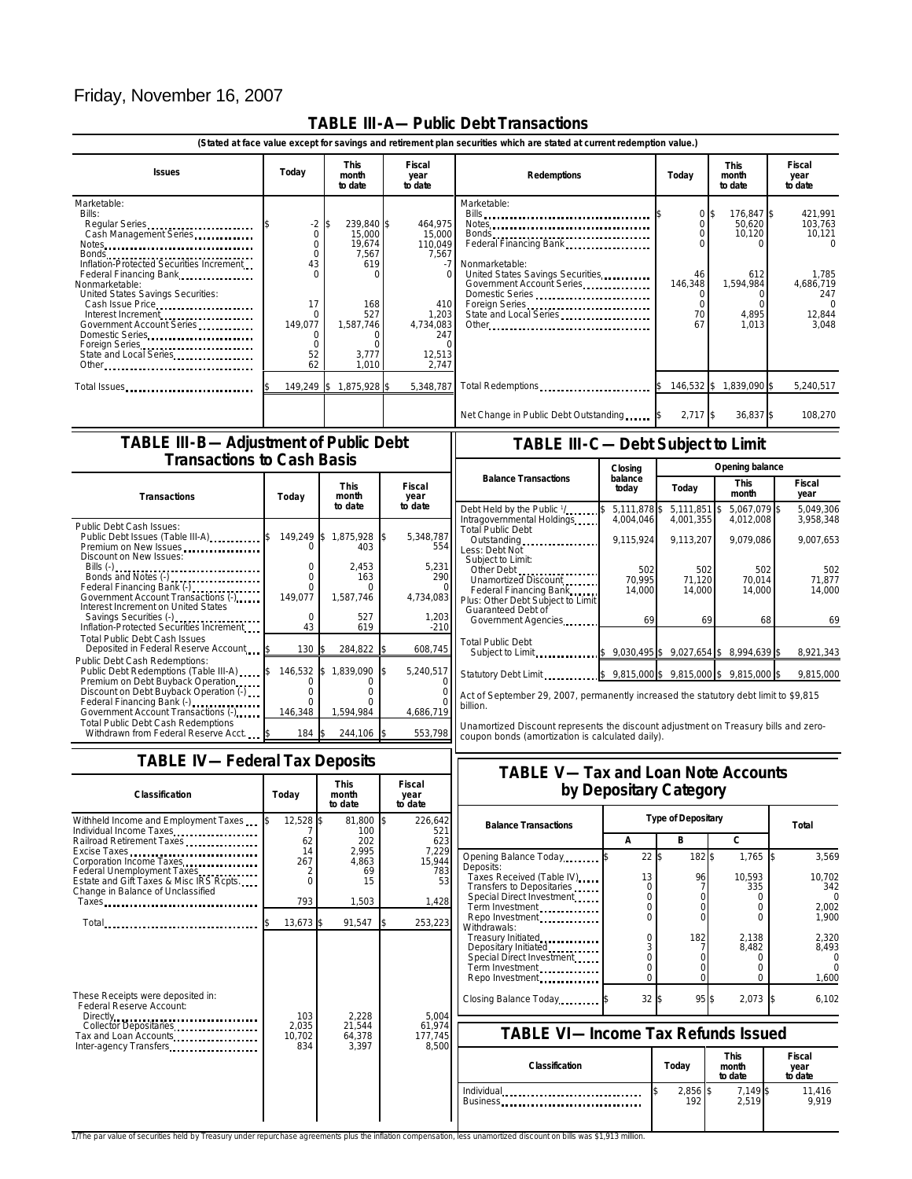Friday, November 16, 2007

## TABLE III-A— Public Debt Transactions

(Stated at face value except for savings and retirement plan securities which are stated at current redemption value.)

| Issues | Today | This month to date | Fiscal year to date | Redemptions | Today | This month to date | Fiscal year to date |
|---|---|---|---|---|---|---|---|
| Marketable: | | | | Marketable: | | | |
| Bills: | | | | Bills | $ 0 | $ 176,847 | $ 421,991 |
| Regular Series | $ -2 | $ 239,840 | $ 464,975 | Notes | 0 | 50,620 | 103,763 |
| Cash Management Series | 0 | 15,000 | 15,000 | Bonds | 0 | 10,120 | 10,121 |
| Notes | 0 | 19,674 | 110,049 | Federal Financing Bank | 0 | 0 | 0 |
| Bonds | 0 | 7,567 | 7,567 | | | | |
| Inflation-Protected Securities Increment | 43 | 619 | -7 | Nonmarketable: | | | |
| Federal Financing Bank | 0 | 0 | 0 | United States Savings Securities | 46 | 612 | 1,785 |
| Nonmarketable: | | | | Government Account Series | 146,348 | 1,594,984 | 4,686,719 |
| United States Savings Securities: | | | | Domestic Series | 0 | 0 | 247 |
| Cash Issue Price | 17 | 168 | 410 | Foreign Series | 0 | 0 | 0 |
| Interest Increment | 0 | 527 | 1,203 | State and Local Series | 70 | 4,895 | 12,844 |
| Government Account Series | 149,077 | 1,587,746 | 4,734,083 | Other | 67 | 1,013 | 3,048 |
| Domestic Series | 0 | 0 | 247 | | | | |
| Foreign Series | 0 | 0 | 0 | | | | |
| State and Local Series | 52 | 3,777 | 12,513 | | | | |
| Other | 62 | 1,010 | 2,747 | | | | |
| Total Issues | $ 149,249 | $ 1,875,928 | $ 5,348,787 | Total Redemptions | $ 146,532 | $ 1,839,090 | $ 5,240,517 |
| | | | | Net Change in Public Debt Outstanding | $ 2,717 | $ 36,837 | $ 108,270 |

## TABLE III-B— Adjustment of Public Debt Transactions to Cash Basis

| Transactions | Today | This month to date | Fiscal year to date |
|---|---|---|---|
| Public Debt Cash Issues: | | | |
| Public Debt Issues (Table III-A) | $ 149,249 | $ 1,875,928 | $ 5,348,787 |
| Premium on New Issues | 0 | 403 | 554 |
| Discount on New Issues: | | | |
| Bills (-) | 0 | 2,453 | 5,231 |
| Bonds and Notes (-) | 0 | 163 | 290 |
| Federal Financing Bank (-) | 0 | 0 | 0 |
| Government Account Transactions (-) | 149,077 | 1,587,746 | 4,734,083 |
| Interest Increment on United States Savings Securities (-) | 0 | 527 | 1,203 |
| Inflation-Protected Securities Increment | 43 | 619 | -210 |
| Total Public Debt Cash Issues Deposited in Federal Reserve Account | $ 130 | $ 284,822 | $ 608,745 |
| Public Debt Cash Redemptions: | | | |
| Public Debt Redemptions (Table III-A) | $ 146,532 | $ 1,839,090 | $ 5,240,517 |
| Premium on Debt Buyback Operation | 0 | 0 | 0 |
| Discount on Debt Buyback Operation (-) | 0 | 0 | 0 |
| Federal Financing Bank (-) | 0 | 0 | 0 |
| Government Account Transactions (-) | 146,348 | 1,594,984 | 4,686,719 |
| Total Public Debt Cash Redemptions Withdrawn from Federal Reserve Acct. | $ 184 | $ 244,106 | $ 553,798 |

## TABLE III-C — Debt Subject to Limit

| Balance Transactions | Closing balance today | Opening balance Today | Opening balance This month | Opening balance Fiscal year |
|---|---|---|---|---|
| Debt Held by the Public [1] | $ 5,111,878 | $ 5,111,851 | $ 5,067,079 | $ 5,049,306 |
| Intragovernmental Holdings | 4,004,046 | 4,001,355 | 4,012,008 | 3,958,348 |
| Total Public Debt Outstanding | 9,115,924 | 9,113,207 | 9,079,086 | 9,007,653 |
| Less: Debt Not Subject to Limit: | | | | |
| Other Debt | 502 | 502 | 502 | 502 |
| Unamortized Discount | 70,995 | 71,120 | 70,014 | 71,877 |
| Federal Financing Bank | 14,000 | 14,000 | 14,000 | 14,000 |
| Plus: Other Debt Subject to Limit Guaranteed Debt of Government Agencies | 69 | 69 | 68 | 69 |
| Total Public Debt Subject to Limit | $ 9,030,495 | $ 9,027,654 | $ 8,994,639 | $ 8,921,343 |
| Statutory Debt Limit | $ 9,815,000 | $ 9,815,000 | $ 9,815,000 | $ 9,815,000 |

Act of September 29, 2007, permanently increased the statutory debt limit to $9,815 billion.

Unamortized Discount represents the discount adjustment on Treasury bills and zero-coupon bonds (amortization is calculated daily).

## TABLE IV— Federal Tax Deposits

| Classification | Today | This month to date | Fiscal year to date |
|---|---|---|---|
| Withheld Income and Employment Taxes | $ 12,528 | $ 81,800 | $ 226,642 |
| Individual Income Taxes | 7 | 100 | 521 |
| Railroad Retirement Taxes | 62 | 202 | 623 |
| Excise Taxes | 14 | 2,995 | 7,229 |
| Corporation Income Taxes | 267 | 4,863 | 15,944 |
| Federal Unemployment Taxes | 2 | 69 | 783 |
| Estate and Gift Taxes & Misc IRS Rcpts. | 0 | 15 | 53 |
| Change in Balance of Unclassified Taxes | 793 | 1,503 | 1,428 |
| Total | $ 13,673 | $ 91,547 | $ 253,223 |
| These Receipts were deposited in: | | | |
| Federal Reserve Account: | | | |
| Directly | 103 | 2,228 | 5,004 |
| Collector Depositaries | 2,035 | 21,544 | 61,974 |
| Tax and Loan Accounts | 10,702 | 64,378 | 177,745 |
| Inter-agency Transfers | 834 | 3,397 | 8,500 |

## TABLE V— Tax and Loan Note Accounts by Depositary Category

| Balance Transactions | Type of Depositary A | B | C | Total |
|---|---|---|---|---|
| Opening Balance Today | $ 22 | $ 182 | $ 1,765 | $ 3,569 |
| Deposits: | | | | |
| Taxes Received (Table IV) | 13 | 96 | 10,593 | 10,702 |
| Transfers to Depositaries | 0 | 7 | 335 | 342 |
| Special Direct Investment | 0 | 0 | 0 | 0 |
| Term Investment | 0 | 0 | 0 | 2,002 |
| Repo Investment | 0 | 0 | 0 | 1,900 |
| Withdrawals: | | | | |
| Treasury Initiated | 0 | 182 | 2,138 | 2,320 |
| Depositary Initiated | 3 | 7 | 8,482 | 8,493 |
| Special Direct Investment | 0 | 0 | 0 | 0 |
| Term Investment | 0 | 0 | 0 | 0 |
| Repo Investment | 0 | 0 | 0 | 1,600 |
| Closing Balance Today | $ 32 | $ 95 | $ 2,073 | $ 6,102 |

## TABLE VI— Income Tax Refunds Issued

| Classification | Today | This month to date | Fiscal year to date |
|---|---|---|---|
| Individual | $ 2,856 | $ 7,149 | $ 11,416 |
| Business | 192 | 2,519 | 9,919 |

1/The par value of securities held by Treasury under repurchase agreements plus the inflation compensation, less unamortized discount on bills was $1,913 million.